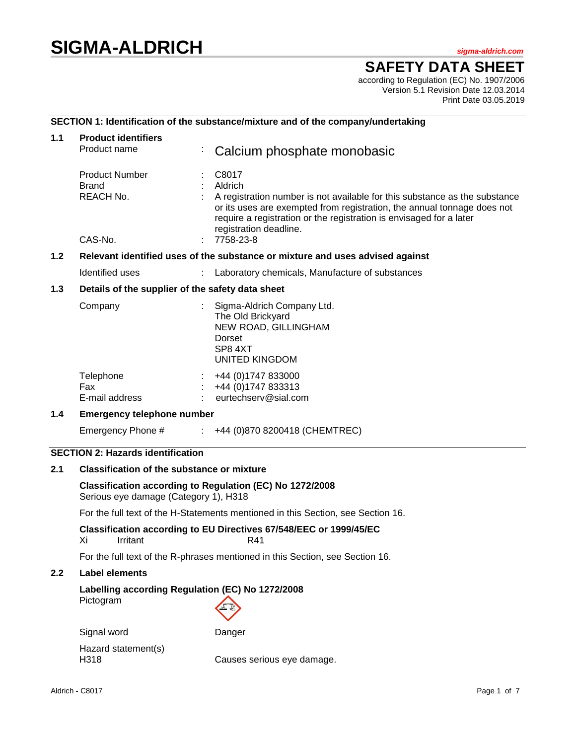# SIGMA-ALDRICH

sigma-aldrich.com

## SAFETY DATA SHEET

according to Regulation (EC) No. 1907/2006
Version 5.1 Revision Date 12.03.2014
Print Date 03.05.2019

### SECTION 1: Identification of the substance/mixture and of the company/undertaking

**1.1 Product identifiers**

| | | |
|---|---|---|
| Product name | : | Calcium phosphate monobasic |
| Product Number | : | C8017 |
| Brand | : | Aldrich |
| REACH No. | : | A registration number is not available for this substance as the substance or its uses are exempted from registration, the annual tonnage does not require a registration or the registration is envisaged for a later registration deadline. |
| CAS-No. | : | 7758-23-8 |

**1.2 Relevant identified uses of the substance or mixture and uses advised against**

| | | |
|---|---|---|
| Identified uses | : | Laboratory chemicals, Manufacture of substances |

**1.3 Details of the supplier of the safety data sheet**

| | | |
|---|---|---|
| Company | : | Sigma-Aldrich Company Ltd.<br>The Old Brickyard<br>NEW ROAD, GILLINGHAM<br>Dorset<br>SP8 4XT<br>UNITED KINGDOM |
| Telephone | : | +44 (0)1747 833000 |
| Fax | : | +44 (0)1747 833313 |
| E-mail address | : | eurtechserv@sial.com |

**1.4 Emergency telephone number**

| | | |
|---|---|---|
| Emergency Phone # | : | +44 (0)870 8200418 (CHEMTREC) |

### SECTION 2: Hazards identification

**2.1 Classification of the substance or mixture**

**Classification according to Regulation (EC) No 1272/2008**
Serious eye damage (Category 1), H318

For the full text of the H-Statements mentioned in this Section, see Section 16.

**Classification according to EU Directives 67/548/EEC or 1999/45/EC**
Xi Irritant R41

For the full text of the R-phrases mentioned in this Section, see Section 16.

**2.2 Label elements**

**Labelling according Regulation (EC) No 1272/2008**

Pictogram

Signal word: Danger

Hazard statement(s)
H318 Causes serious eye damage.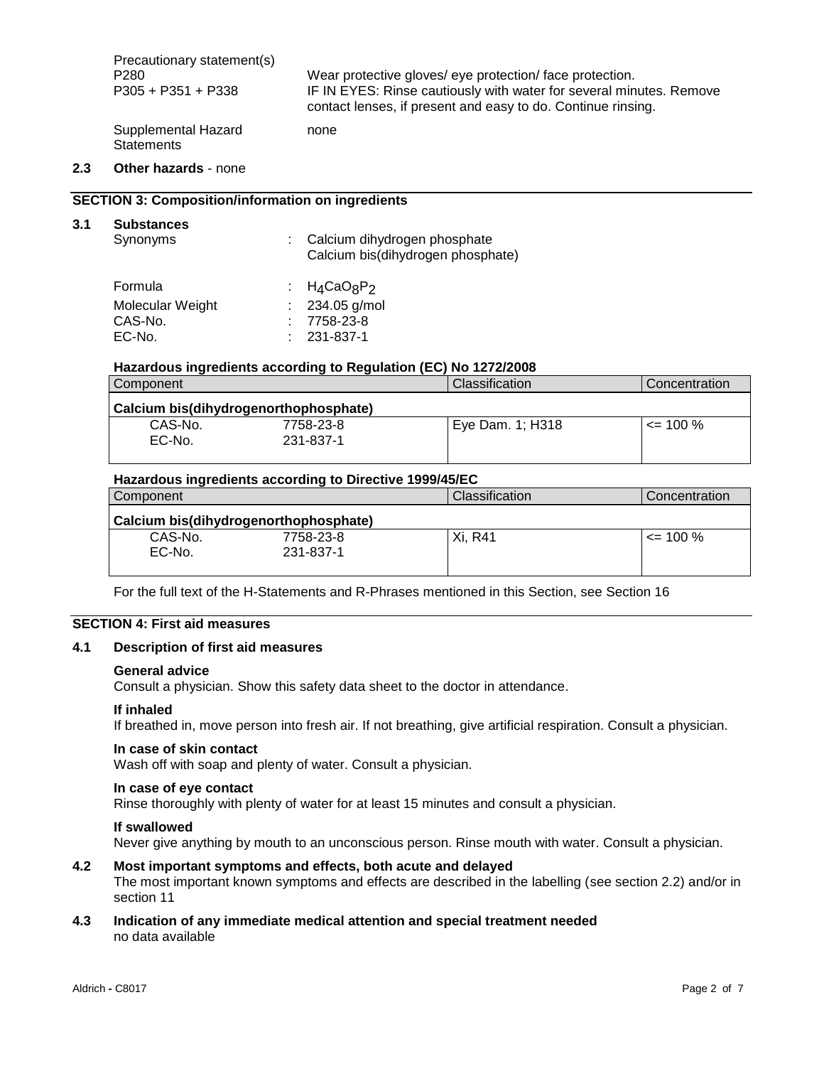Precautionary statement(s)

| | |
|---|---|
| P280 | Wear protective gloves/ eye protection/ face protection. |
| P305 + P351 + P338 | IF IN EYES: Rinse cautiously with water for several minutes. Remove contact lenses, if present and easy to do. Continue rinsing. |

Supplemental Hazard Statements: none

**2.3 Other hazards** - none

## SECTION 3: Composition/information on ingredients

### 3.1 Substances

| | |
|---|---|
| Synonyms | : Calcium dihydrogen phosphate<br>Calcium bis(dihydrogen phosphate) |
| Formula | : $H_4CaO_8P_2$ |
| Molecular Weight | : 234.05 g/mol |
| CAS-No. | : 7758-23-8 |
| EC-No. | : 231-837-1 |

**Hazardous ingredients according to Regulation (EC) No 1272/2008**

| Component | | Classification | Concentration |
|---|---|---|---|
| **Calcium bis(dihydrogenorthophosphate)** | | | |
| CAS-No.<br>EC-No. | 7758-23-8<br>231-837-1 | Eye Dam. 1; H318 | <= 100 % |

**Hazardous ingredients according to Directive 1999/45/EC**

| Component | | Classification | Concentration |
|---|---|---|---|
| **Calcium bis(dihydrogenorthophosphate)** | | | |
| CAS-No.<br>EC-No. | 7758-23-8<br>231-837-1 | Xi, R41 | <= 100 % |

For the full text of the H-Statements and R-Phrases mentioned in this Section, see Section 16

## SECTION 4: First aid measures

### 4.1 Description of first aid measures

**General advice**
Consult a physician. Show this safety data sheet to the doctor in attendance.

**If inhaled**
If breathed in, move person into fresh air. If not breathing, give artificial respiration. Consult a physician.

**In case of skin contact**
Wash off with soap and plenty of water. Consult a physician.

**In case of eye contact**
Rinse thoroughly with plenty of water for at least 15 minutes and consult a physician.

**If swallowed**
Never give anything by mouth to an unconscious person. Rinse mouth with water. Consult a physician.

### 4.2 Most important symptoms and effects, both acute and delayed

The most important known symptoms and effects are described in the labelling (see section 2.2) and/or in section 11

### 4.3 Indication of any immediate medical attention and special treatment needed

no data available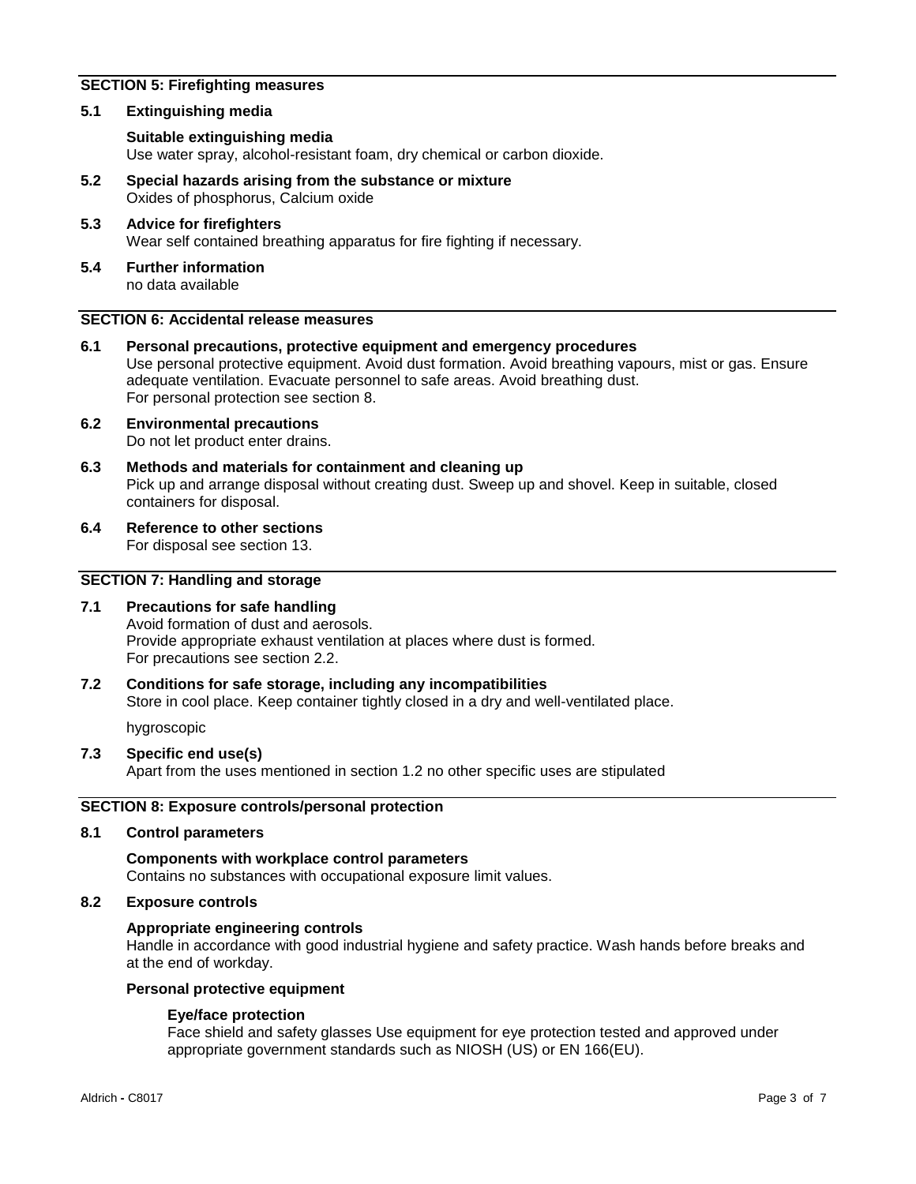## SECTION 5: Firefighting measures

### 5.1 Extinguishing media

**Suitable extinguishing media**
Use water spray, alcohol-resistant foam, dry chemical or carbon dioxide.

### 5.2 Special hazards arising from the substance or mixture

Oxides of phosphorus, Calcium oxide

### 5.3 Advice for firefighters

Wear self contained breathing apparatus for fire fighting if necessary.

### 5.4 Further information

no data available

## SECTION 6: Accidental release measures

### 6.1 Personal precautions, protective equipment and emergency procedures

Use personal protective equipment. Avoid dust formation. Avoid breathing vapours, mist or gas. Ensure adequate ventilation. Evacuate personnel to safe areas. Avoid breathing dust.
For personal protection see section 8.

### 6.2 Environmental precautions

Do not let product enter drains.

### 6.3 Methods and materials for containment and cleaning up

Pick up and arrange disposal without creating dust. Sweep up and shovel. Keep in suitable, closed containers for disposal.

### 6.4 Reference to other sections

For disposal see section 13.

## SECTION 7: Handling and storage

### 7.1 Precautions for safe handling

Avoid formation of dust and aerosols.
Provide appropriate exhaust ventilation at places where dust is formed.
For precautions see section 2.2.

### 7.2 Conditions for safe storage, including any incompatibilities

Store in cool place. Keep container tightly closed in a dry and well-ventilated place.

hygroscopic

### 7.3 Specific end use(s)

Apart from the uses mentioned in section 1.2 no other specific uses are stipulated

## SECTION 8: Exposure controls/personal protection

### 8.1 Control parameters

**Components with workplace control parameters**
Contains no substances with occupational exposure limit values.

### 8.2 Exposure controls

**Appropriate engineering controls**
Handle in accordance with good industrial hygiene and safety practice. Wash hands before breaks and at the end of workday.

**Personal protective equipment**

**Eye/face protection**
Face shield and safety glasses Use equipment for eye protection tested and approved under appropriate government standards such as NIOSH (US) or EN 166(EU).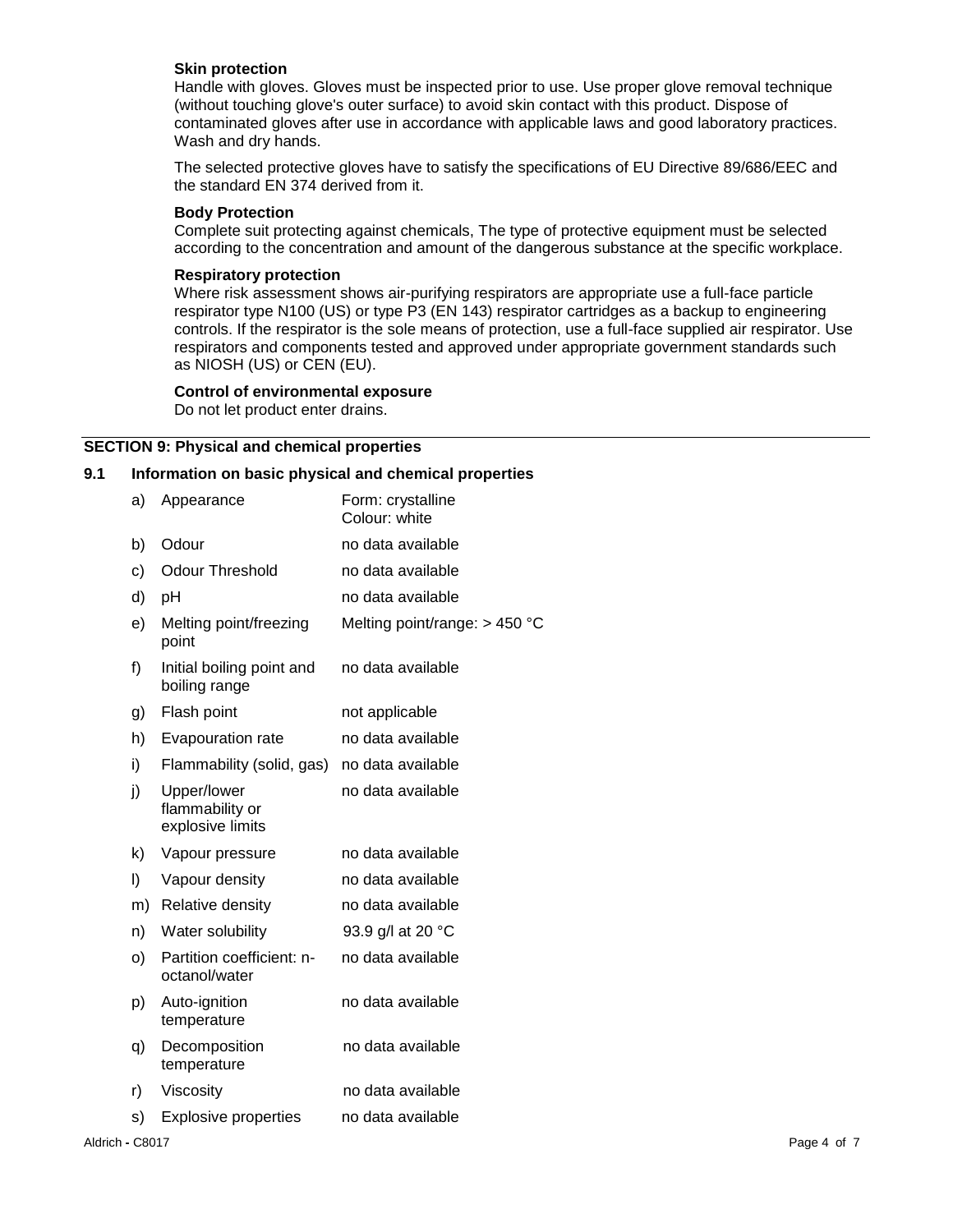**Skin protection**

Handle with gloves. Gloves must be inspected prior to use. Use proper glove removal technique (without touching glove's outer surface) to avoid skin contact with this product. Dispose of contaminated gloves after use in accordance with applicable laws and good laboratory practices. Wash and dry hands.

The selected protective gloves have to satisfy the specifications of EU Directive 89/686/EEC and the standard EN 374 derived from it.

**Body Protection**

Complete suit protecting against chemicals, The type of protective equipment must be selected according to the concentration and amount of the dangerous substance at the specific workplace.

**Respiratory protection**

Where risk assessment shows air-purifying respirators are appropriate use a full-face particle respirator type N100 (US) or type P3 (EN 143) respirator cartridges as a backup to engineering controls. If the respirator is the sole means of protection, use a full-face supplied air respirator. Use respirators and components tested and approved under appropriate government standards such as NIOSH (US) or CEN (EU).

**Control of environmental exposure**

Do not let product enter drains.

## SECTION 9: Physical and chemical properties

### 9.1 Information on basic physical and chemical properties

| | Property | Value |
|---|---|---|
| a) | Appearance | Form: crystalline<br>Colour: white |
| b) | Odour | no data available |
| c) | Odour Threshold | no data available |
| d) | pH | no data available |
| e) | Melting point/freezing point | Melting point/range: > 450 °C |
| f) | Initial boiling point and boiling range | no data available |
| g) | Flash point | not applicable |
| h) | Evapouration rate | no data available |
| i) | Flammability (solid, gas) | no data available |
| j) | Upper/lower flammability or explosive limits | no data available |
| k) | Vapour pressure | no data available |
| l) | Vapour density | no data available |
| m) | Relative density | no data available |
| n) | Water solubility | 93.9 g/l at 20 °C |
| o) | Partition coefficient: n-octanol/water | no data available |
| p) | Auto-ignition temperature | no data available |
| q) | Decomposition temperature | no data available |
| r) | Viscosity | no data available |
| s) | Explosive properties | no data available |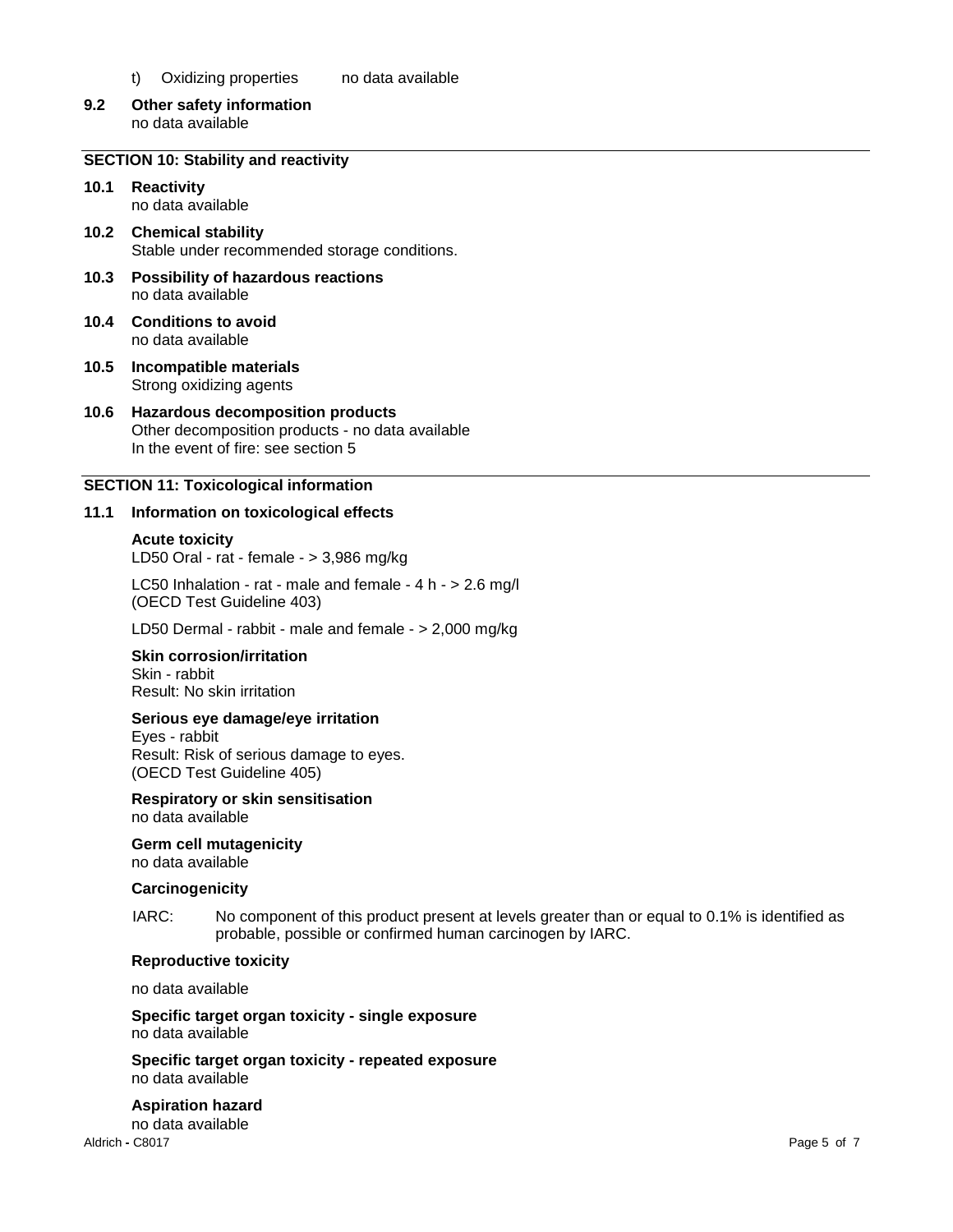t) Oxidizing properties no data available

**9.2 Other safety information**
no data available

## SECTION 10: Stability and reactivity

**10.1 Reactivity**
no data available

**10.2 Chemical stability**
Stable under recommended storage conditions.

**10.3 Possibility of hazardous reactions**
no data available

**10.4 Conditions to avoid**
no data available

**10.5 Incompatible materials**
Strong oxidizing agents

**10.6 Hazardous decomposition products**
Other decomposition products - no data available
In the event of fire: see section 5

## SECTION 11: Toxicological information

**11.1 Information on toxicological effects**

**Acute toxicity**
LD50 Oral - rat - female - > 3,986 mg/kg

LC50 Inhalation - rat - male and female - 4 h - > 2.6 mg/l
(OECD Test Guideline 403)

LD50 Dermal - rabbit - male and female - > 2,000 mg/kg

**Skin corrosion/irritation**
Skin - rabbit
Result: No skin irritation

**Serious eye damage/eye irritation**
Eyes - rabbit
Result: Risk of serious damage to eyes.
(OECD Test Guideline 405)

**Respiratory or skin sensitisation**
no data available

**Germ cell mutagenicity**
no data available

**Carcinogenicity**

IARC: No component of this product present at levels greater than or equal to 0.1% is identified as probable, possible or confirmed human carcinogen by IARC.

**Reproductive toxicity**

no data available

**Specific target organ toxicity - single exposure**
no data available

**Specific target organ toxicity - repeated exposure**
no data available

**Aspiration hazard**
no data available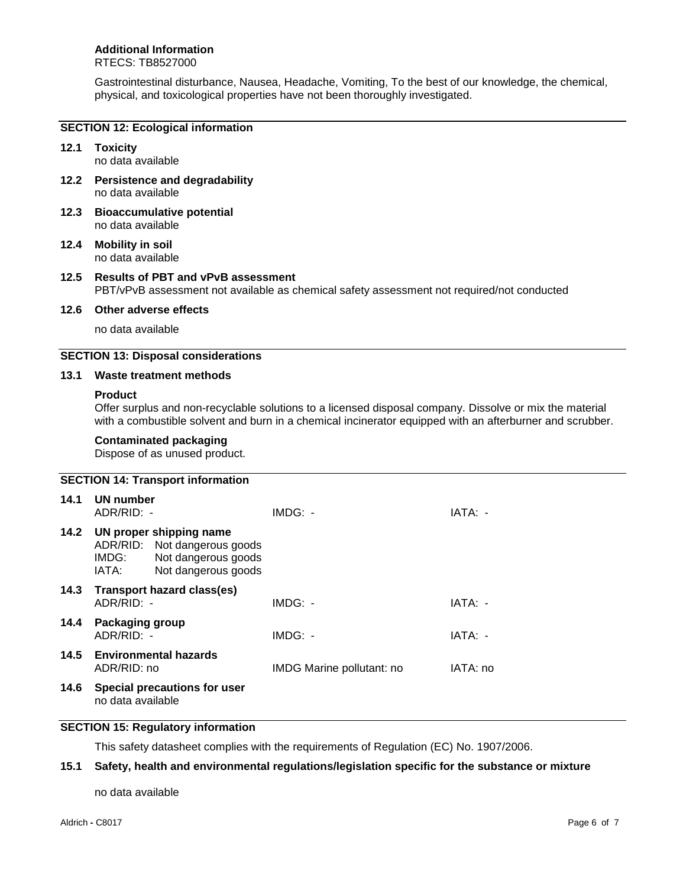**Additional Information**

RTECS: TB8527000

Gastrointestinal disturbance, Nausea, Headache, Vomiting, To the best of our knowledge, the chemical, physical, and toxicological properties have not been thoroughly investigated.

## SECTION 12: Ecological information

**12.1 Toxicity**

no data available

**12.2 Persistence and degradability**

no data available

**12.3 Bioaccumulative potential**

no data available

**12.4 Mobility in soil**

no data available

**12.5 Results of PBT and vPvB assessment**

PBT/vPvB assessment not available as chemical safety assessment not required/not conducted

**12.6 Other adverse effects**

no data available

## SECTION 13: Disposal considerations

**13.1 Waste treatment methods**

**Product**

Offer surplus and non-recyclable solutions to a licensed disposal company. Dissolve or mix the material with a combustible solvent and burn in a chemical incinerator equipped with an afterburner and scrubber.

**Contaminated packaging**

Dispose of as unused product.

## SECTION 14: Transport information

**14.1 UN number**

| ADR/RID: - | IMDG: - | IATA: - |
|---|---|---|

**14.2 UN proper shipping name**

ADR/RID: Not dangerous goods
IMDG: Not dangerous goods
IATA: Not dangerous goods

**14.3 Transport hazard class(es)**

| ADR/RID: - | IMDG: - | IATA: - |
|---|---|---|

**14.4 Packaging group**

| ADR/RID: - | IMDG: - | IATA: - |
|---|---|---|

**14.5 Environmental hazards**

| ADR/RID: no | IMDG Marine pollutant: no | IATA: no |
|---|---|---|

**14.6 Special precautions for user**

no data available

## SECTION 15: Regulatory information

This safety datasheet complies with the requirements of Regulation (EC) No. 1907/2006.

**15.1 Safety, health and environmental regulations/legislation specific for the substance or mixture**

no data available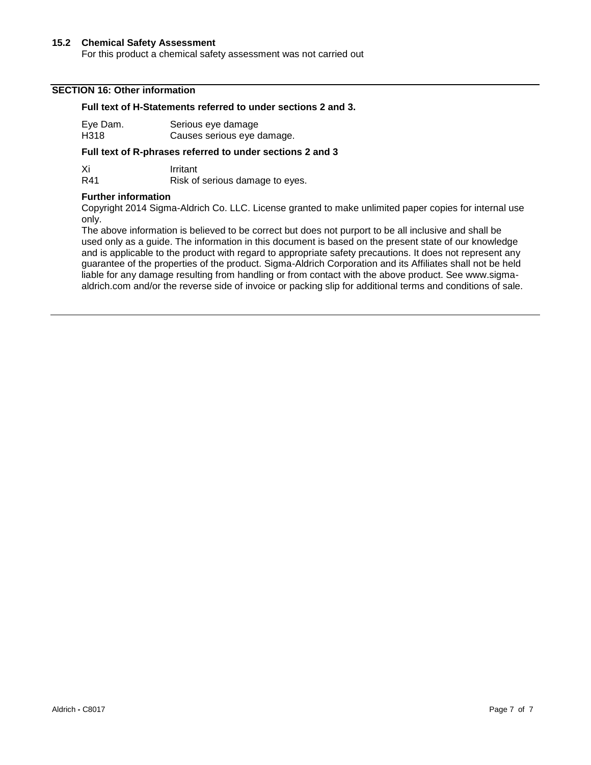### 15.2 Chemical Safety Assessment

For this product a chemical safety assessment was not carried out

## SECTION 16: Other information

**Full text of H-Statements referred to under sections 2 and 3.**

| | |
|---|---|
| Eye Dam. | Serious eye damage |
| H318 | Causes serious eye damage. |

**Full text of R-phrases referred to under sections 2 and 3**

| | |
|---|---|
| Xi | Irritant |
| R41 | Risk of serious damage to eyes. |

**Further information**

Copyright 2014 Sigma-Aldrich Co. LLC. License granted to make unlimited paper copies for internal use only.

The above information is believed to be correct but does not purport to be all inclusive and shall be used only as a guide. The information in this document is based on the present state of our knowledge and is applicable to the product with regard to appropriate safety precautions. It does not represent any guarantee of the properties of the product. Sigma-Aldrich Corporation and its Affiliates shall not be held liable for any damage resulting from handling or from contact with the above product. See www.sigma-aldrich.com and/or the reverse side of invoice or packing slip for additional terms and conditions of sale.